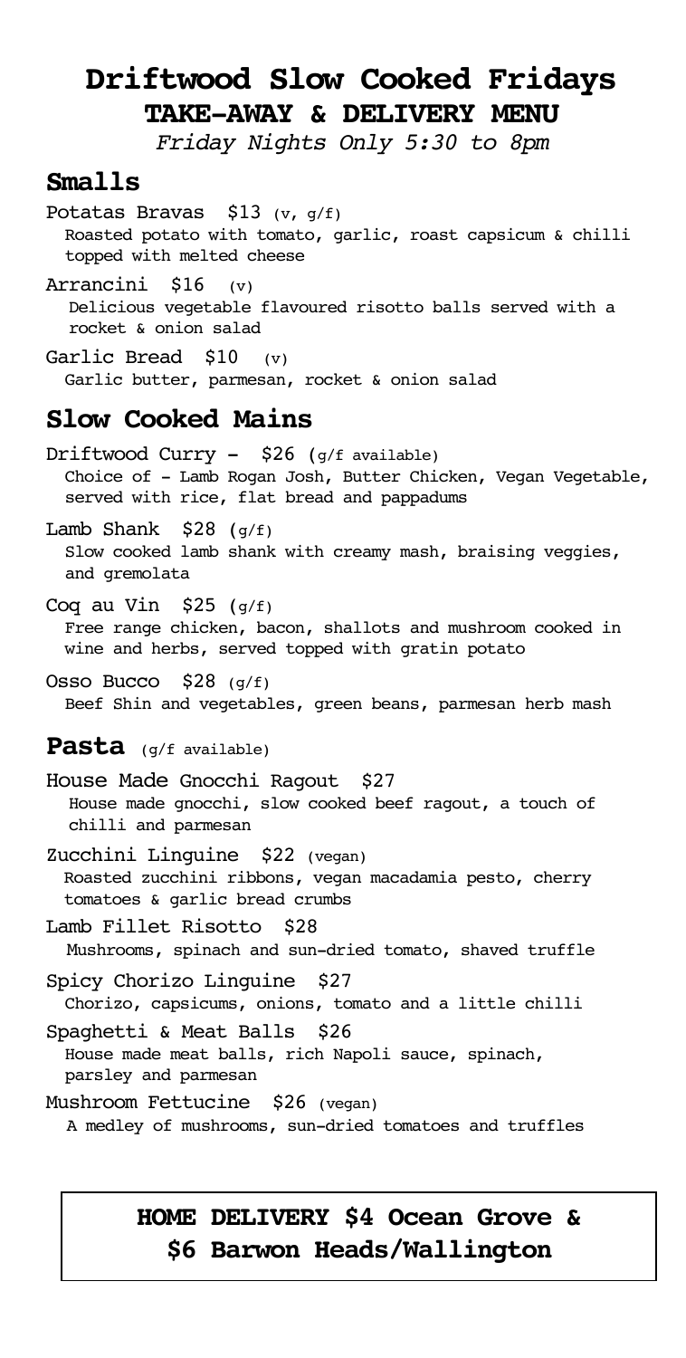# Driftwood Slow Cooked Fridays

## TAKE-AWAY & DELIVERY MENU

*Friday Nights Only 5:30 to 8pm*

## Smalls

Potatas Bravas $13 (v, g/f)
Roasted potato with tomato, garlic, roast capsicum & chilli topped with melted cheese

Arrancini $16 (v)
Delicious vegetable flavoured risotto balls served with a rocket & onion salad

Garlic Bread $10 (v)
Garlic butter, parmesan, rocket & onion salad

## Slow Cooked Mains

Driftwood Curry - $26 (g/f available)
Choice of - Lamb Rogan Josh, Butter Chicken, Vegan Vegetable, served with rice, flat bread and pappadums

Lamb Shank $28 (g/f)
Slow cooked lamb shank with creamy mash, braising veggies, and gremolata

Coq au Vin $25 (g/f)
Free range chicken, bacon, shallots and mushroom cooked in wine and herbs, served topped with gratin potato

Osso Bucco $28 (g/f)
Beef Shin and vegetables, green beans, parmesan herb mash

## Pasta (g/f available)

House Made Gnocchi Ragout $27
House made gnocchi, slow cooked beef ragout, a touch of chilli and parmesan

Zucchini Linguine $22 (vegan)
Roasted zucchini ribbons, vegan macadamia pesto, cherry tomatoes & garlic bread crumbs

Lamb Fillet Risotto $28
Mushrooms, spinach and sun-dried tomato, shaved truffle

Spicy Chorizo Linguine $27
Chorizo, capsicums, onions, tomato and a little chilli

Spaghetti & Meat Balls $26
House made meat balls, rich Napoli sauce, spinach, parsley and parmesan

Mushroom Fettucine $26 (vegan)
A medley of mushrooms, sun-dried tomatoes and truffles

**HOME DELIVERY $4 Ocean Grove & $6 Barwon Heads/Wallington**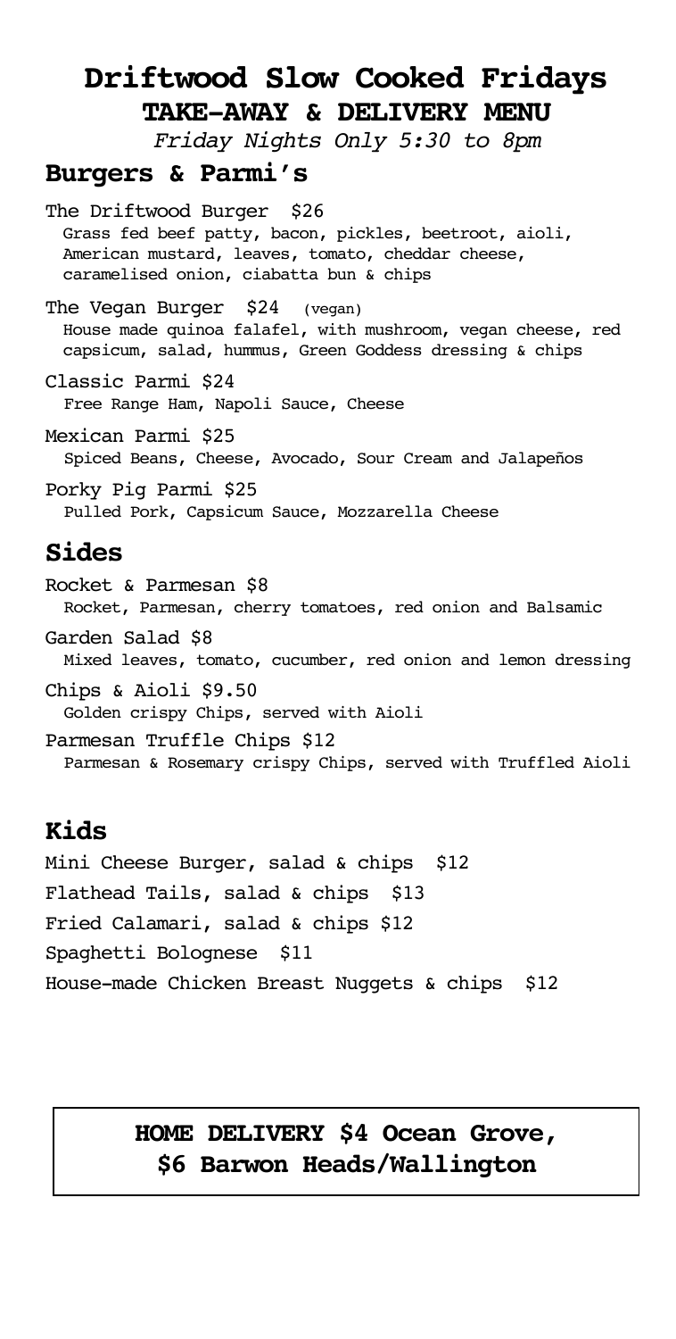# Driftwood Slow Cooked Fridays

**TAKE-AWAY & DELIVERY MENU**

*Friday Nights Only 5:30 to 8pm*

## Burgers & Parmi's

The Driftwood Burger $26
Grass fed beef patty, bacon, pickles, beetroot, aioli, American mustard, leaves, tomato, cheddar cheese, caramelised onion, ciabatta bun & chips

The Vegan Burger $24 (vegan)
House made quinoa falafel, with mushroom, vegan cheese, red capsicum, salad, hummus, Green Goddess dressing & chips

Classic Parmi $24
Free Range Ham, Napoli Sauce, Cheese

Mexican Parmi $25
Spiced Beans, Cheese, Avocado, Sour Cream and Jalapeños

Porky Pig Parmi $25
Pulled Pork, Capsicum Sauce, Mozzarella Cheese

## Sides

Rocket & Parmesan $8
Rocket, Parmesan, cherry tomatoes, red onion and Balsamic

Garden Salad $8
Mixed leaves, tomato, cucumber, red onion and lemon dressing

Chips & Aioli $9.50
Golden crispy Chips, served with Aioli

Parmesan Truffle Chips $12
Parmesan & Rosemary crispy Chips, served with Truffled Aioli

## Kids

Mini Cheese Burger, salad & chips $12

Flathead Tails, salad & chips $13

Fried Calamari, salad & chips $12

Spaghetti Bolognese $11

House-made Chicken Breast Nuggets & chips $12

**HOME DELIVERY $4 Ocean Grove, $6 Barwon Heads/Wallington**